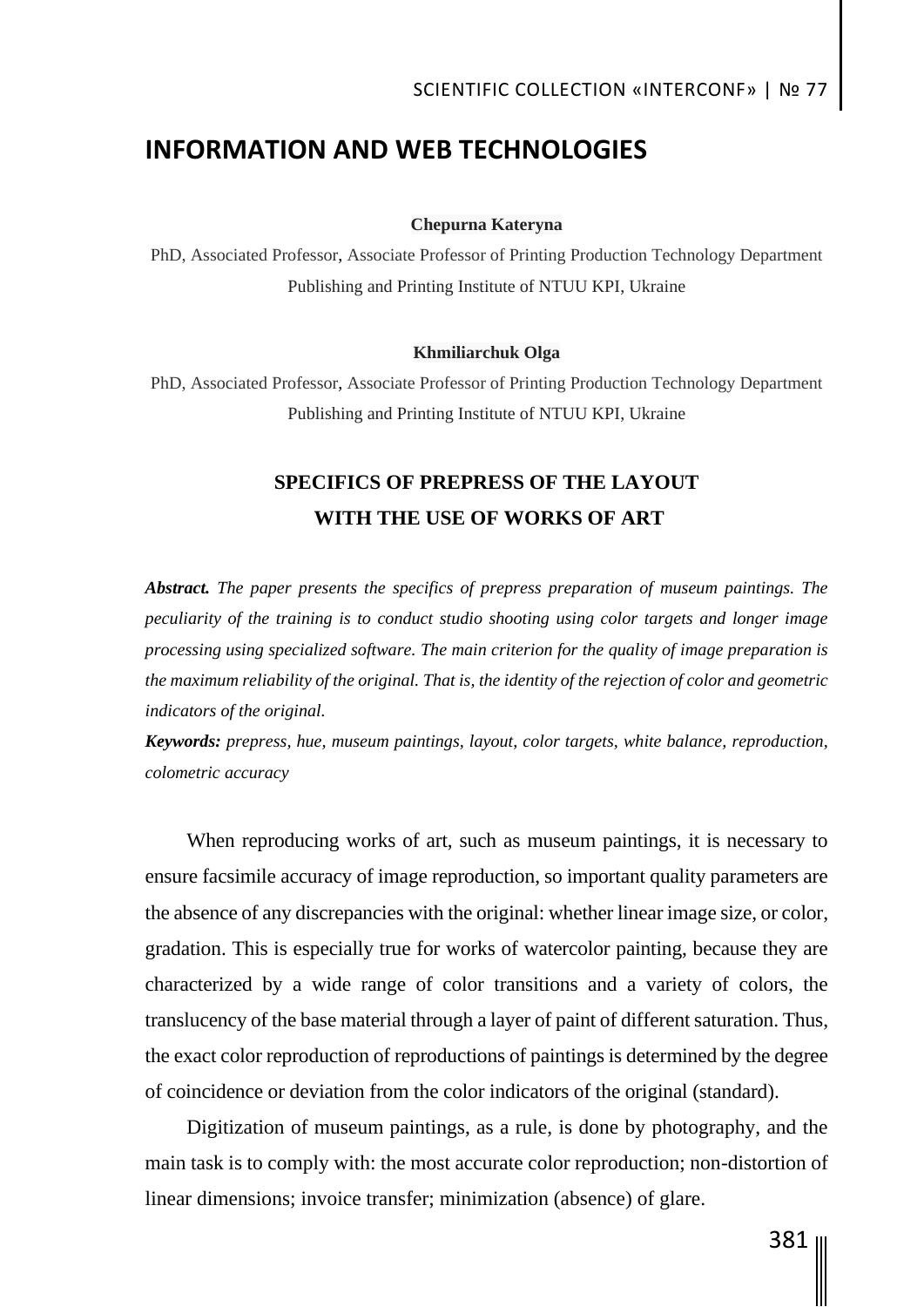# INFORMATION AND WEB TECHNOLOGIES

**Chepurna Kateryna**

PhD, Associated Professor, Associate Professor of Printing Production Technology Department
Publishing and Printing Institute of NTUU KPI, Ukraine

**Khmiliarchuk Olga**

PhD, Associated Professor, Associate Professor of Printing Production Technology Department
Publishing and Printing Institute of NTUU KPI, Ukraine

## SPECIFICS OF PREPRESS OF THE LAYOUT WITH THE USE OF WORKS OF ART

***Abstract.*** *The paper presents the specifics of prepress preparation of museum paintings. The peculiarity of the training is to conduct studio shooting using color targets and longer image processing using specialized software. The main criterion for the quality of image preparation is the maximum reliability of the original. That is, the identity of the rejection of color and geometric indicators of the original.*

***Keywords:*** *prepress, hue, museum paintings, layout, color targets, white balance, reproduction, colometric accuracy*

When reproducing works of art, such as museum paintings, it is necessary to ensure facsimile accuracy of image reproduction, so important quality parameters are the absence of any discrepancies with the original: whether linear image size, or color, gradation. This is especially true for works of watercolor painting, because they are characterized by a wide range of color transitions and a variety of colors, the translucency of the base material through a layer of paint of different saturation. Thus, the exact color reproduction of reproductions of paintings is determined by the degree of coincidence or deviation from the color indicators of the original (standard).

Digitization of museum paintings, as a rule, is done by photography, and the main task is to comply with: the most accurate color reproduction; non-distortion of linear dimensions; invoice transfer; minimization (absence) of glare.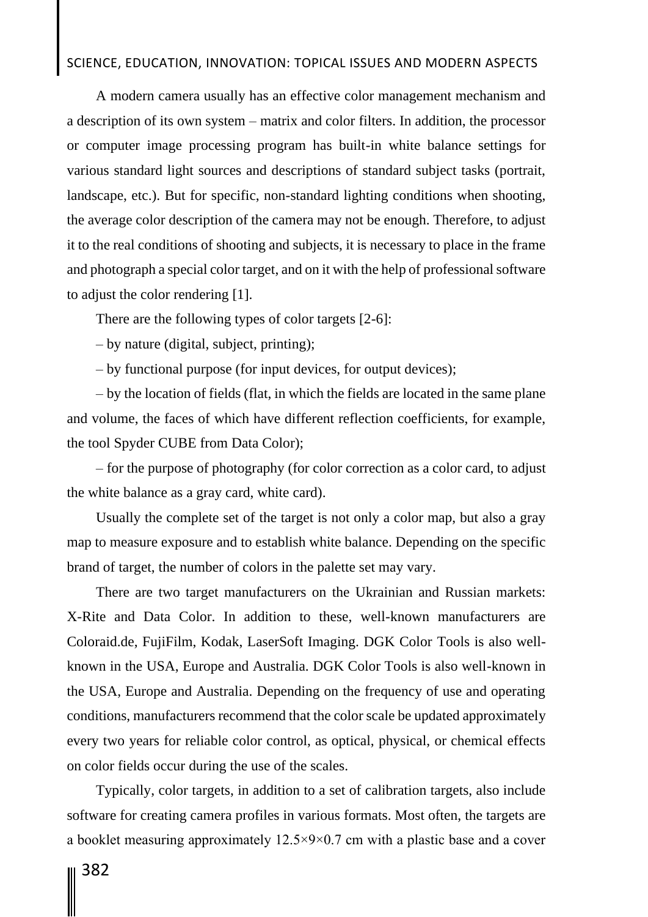A modern camera usually has an effective color management mechanism and a description of its own system – matrix and color filters. In addition, the processor or computer image processing program has built-in white balance settings for various standard light sources and descriptions of standard subject tasks (portrait, landscape, etc.). But for specific, non-standard lighting conditions when shooting, the average color description of the camera may not be enough. Therefore, to adjust it to the real conditions of shooting and subjects, it is necessary to place in the frame and photograph a special color target, and on it with the help of professional software to adjust the color rendering [1].

There are the following types of color targets [2-6]:

– by nature (digital, subject, printing);

– by functional purpose (for input devices, for output devices);

– by the location of fields (flat, in which the fields are located in the same plane and volume, the faces of which have different reflection coefficients, for example, the tool Spyder CUBE from Data Color);

– for the purpose of photography (for color correction as a color card, to adjust the white balance as a gray card, white card).

Usually the complete set of the target is not only a color map, but also a gray map to measure exposure and to establish white balance. Depending on the specific brand of target, the number of colors in the palette set may vary.

There are two target manufacturers on the Ukrainian and Russian markets: X-Rite and Data Color. In addition to these, well-known manufacturers are Coloraid.de, FujiFilm, Kodak, LaserSoft Imaging. DGK Color Tools is also well-known in the USA, Europe and Australia. DGK Color Tools is also well-known in the USA, Europe and Australia. Depending on the frequency of use and operating conditions, manufacturers recommend that the color scale be updated approximately every two years for reliable color control, as optical, physical, or chemical effects on color fields occur during the use of the scales.

Typically, color targets, in addition to a set of calibration targets, also include software for creating camera profiles in various formats. Most often, the targets are a booklet measuring approximately 12.5×9×0.7 cm with a plastic base and a cover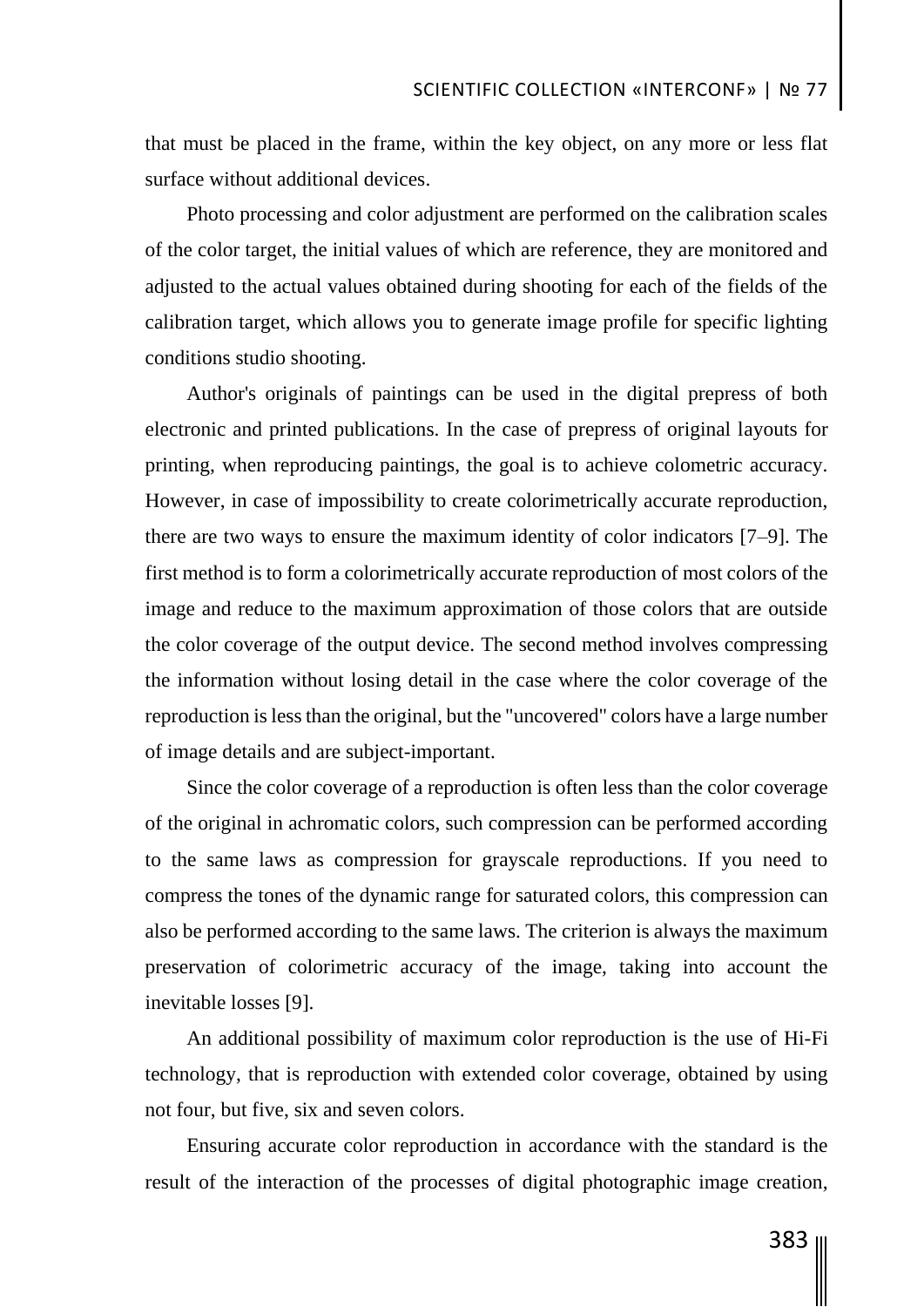that must be placed in the frame, within the key object, on any more or less flat surface without additional devices.

Photo processing and color adjustment are performed on the calibration scales of the color target, the initial values of which are reference, they are monitored and adjusted to the actual values obtained during shooting for each of the fields of the calibration target, which allows you to generate image profile for specific lighting conditions studio shooting.

Author's originals of paintings can be used in the digital prepress of both electronic and printed publications. In the case of prepress of original layouts for printing, when reproducing paintings, the goal is to achieve colometric accuracy. However, in case of impossibility to create colorimetrically accurate reproduction, there are two ways to ensure the maximum identity of color indicators [7–9]. The first method is to form a colorimetrically accurate reproduction of most colors of the image and reduce to the maximum approximation of those colors that are outside the color coverage of the output device. The second method involves compressing the information without losing detail in the case where the color coverage of the reproduction is less than the original, but the "uncovered" colors have a large number of image details and are subject-important.

Since the color coverage of a reproduction is often less than the color coverage of the original in achromatic colors, such compression can be performed according to the same laws as compression for grayscale reproductions. If you need to compress the tones of the dynamic range for saturated colors, this compression can also be performed according to the same laws. The criterion is always the maximum preservation of colorimetric accuracy of the image, taking into account the inevitable losses [9].

An additional possibility of maximum color reproduction is the use of Hi-Fi technology, that is reproduction with extended color coverage, obtained by using not four, but five, six and seven colors.

Ensuring accurate color reproduction in accordance with the standard is the result of the interaction of the processes of digital photographic image creation,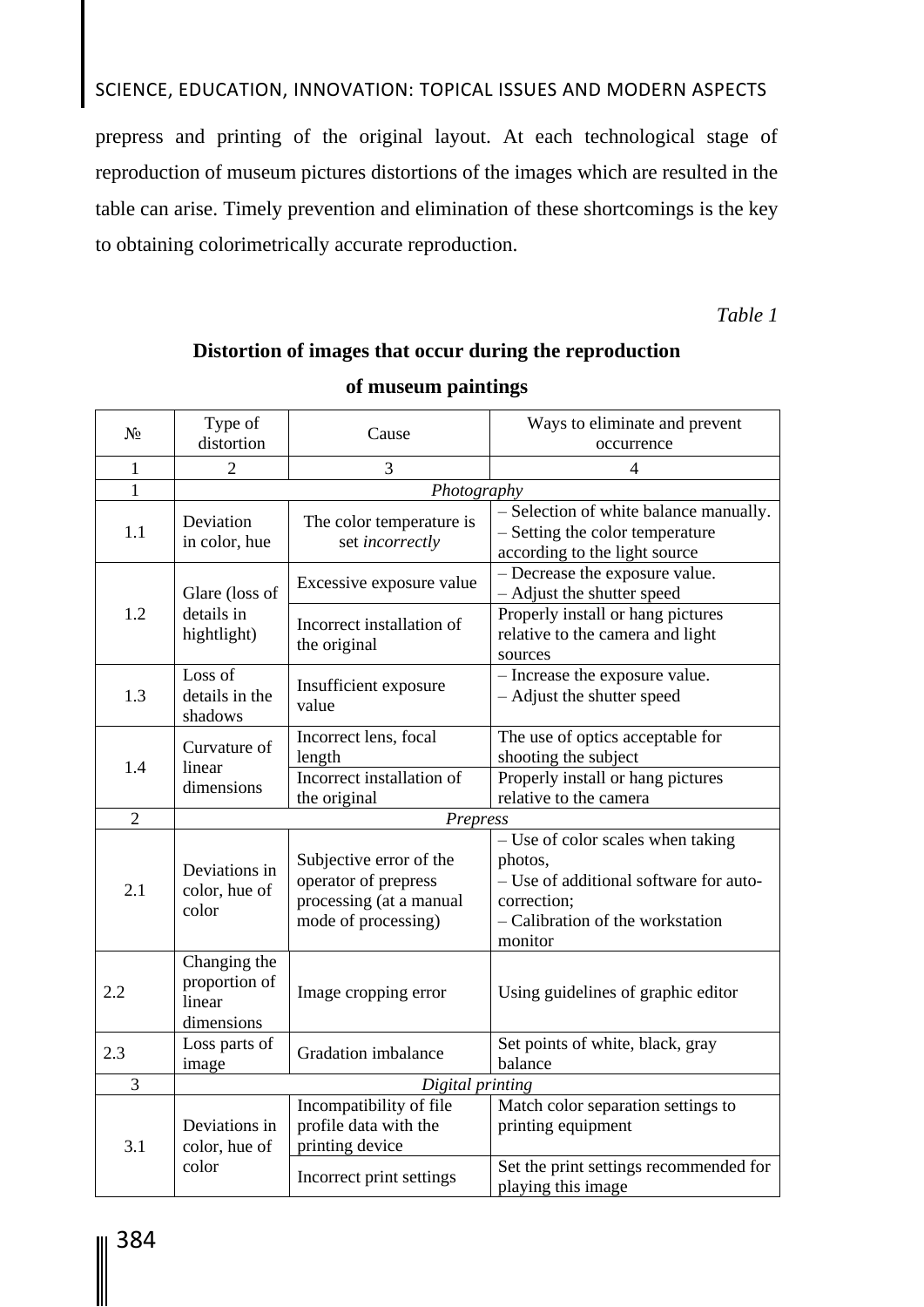prepress and printing of the original layout. At each technological stage of reproduction of museum pictures distortions of the images which are resulted in the table can arise. Timely prevention and elimination of these shortcomings is the key to obtaining colorimetrically accurate reproduction.

*Table 1*

**Distortion of images that occur during the reproduction of museum paintings**

| № | Type of distortion | Cause | Ways to eliminate and prevent occurrence |
|---|---|---|---|
| 1 | 2 | 3 | 4 |
| 1 | *Photography* | | |
| 1.1 | Deviation in color, hue | The color temperature is set *incorrectly* | – Selection of white balance manually.<br>– Setting the color temperature according to the light source |
| 1.2 | Glare (loss of details in hightlight) | Excessive exposure value | – Decrease the exposure value.<br>– Adjust the shutter speed |
| | | Incorrect installation of the original | Properly install or hang pictures relative to the camera and light sources |
| 1.3 | Loss of details in the shadows | Insufficient exposure value | – Increase the exposure value.<br>– Adjust the shutter speed |
| 1.4 | Curvature of linear dimensions | Incorrect lens, focal length | The use of optics acceptable for shooting the subject |
| | | Incorrect installation of the original | Properly install or hang pictures relative to the camera |
| 2 | *Prepress* | | |
| 2.1 | Deviations in color, hue of color | Subjective error of the operator of prepress processing (at a manual mode of processing) | – Use of color scales when taking photos,<br>– Use of additional software for auto-correction;<br>– Calibration of the workstation monitor |
| 2.2 | Changing the proportion of linear dimensions | Image cropping error | Using guidelines of graphic editor |
| 2.3 | Loss parts of image | Gradation imbalance | Set points of white, black, gray balance |
| 3 | *Digital printing* | | |
| 3.1 | Deviations in color, hue of color | Incompatibility of file profile data with the printing device | Match color separation settings to printing equipment |
| | | Incorrect print settings | Set the print settings recommended for playing this image |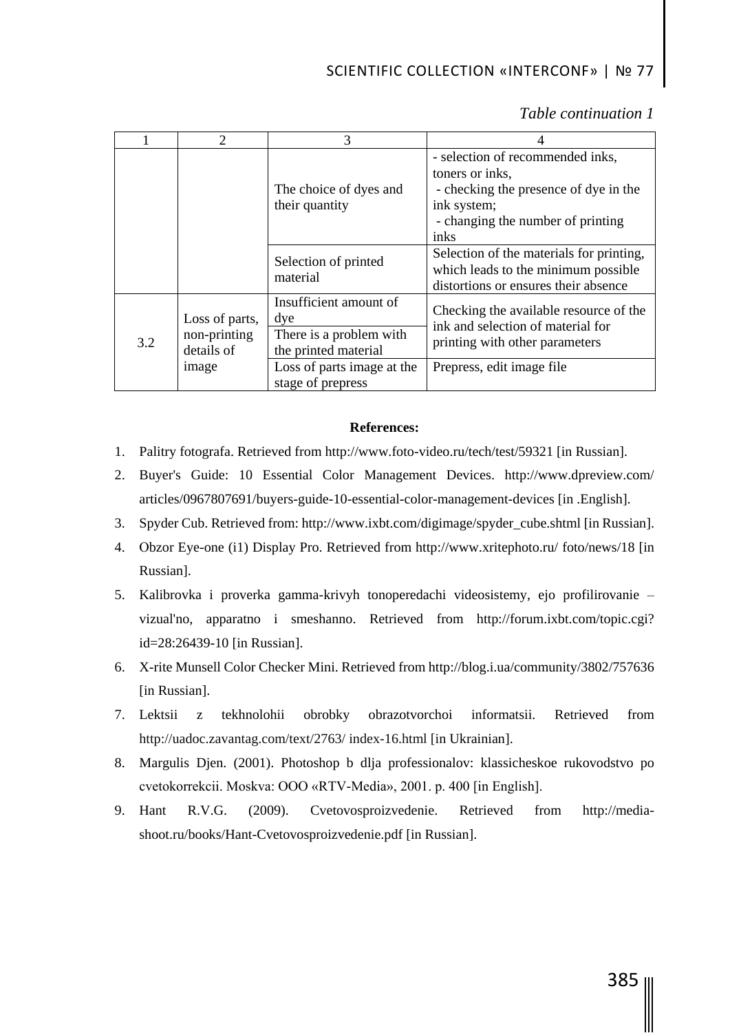*Table continuation 1*

| 1 | 2 | 3 | 4 |
|---|---|---|---|
| | | The choice of dyes and their quantity | - selection of recommended inks, toners or inks,<br>- checking the presence of dye in the ink system;<br>- changing the number of printing inks |
| | | Selection of printed material | Selection of the materials for printing, which leads to the minimum possible distortions or ensures their absence |
| 3.2 | Loss of parts, non-printing details of image | Insufficient amount of dye | Checking the available resource of the ink and selection of material for printing with other parameters |
| | | There is a problem with the printed material | |
| | | Loss of parts image at the stage of prepress | Prepress, edit image file |

**References:**

1. Palitry fotografa. Retrieved from http://www.foto-video.ru/tech/test/59321 [in Russian].
2. Buyer's Guide: 10 Essential Color Management Devices. http://www.dpreview.com/ articles/0967807691/buyers-guide-10-essential-color-management-devices [in .English].
3. Spyder Cub. Retrieved from: http://www.ixbt.com/digimage/spyder_cube.shtml [in Russian].
4. Obzor Eye-one (i1) Display Pro. Retrieved from http://www.xritephoto.ru/ foto/news/18 [in Russian].
5. Kalibrovka i proverka gamma-krivyh tonoperedachi videosistemy, ejo profilirovanie – vizual'no, apparatno i smeshanno. Retrieved from http://forum.ixbt.com/topic.cgi? id=28:26439-10 [in Russian].
6. X-rite Munsell Color Checker Mini. Retrieved from http://blog.i.ua/community/3802/757636 [in Russian].
7. Lektsii z tekhnolohii obrobky obrazotvorchoi informatsii. Retrieved from http://uadoc.zavantag.com/text/2763/ index-16.html [in Ukrainian].
8. Margulis Djen. (2001). Photoshop b dlja professionalov: klassicheskoe rukovodstvo po cvetokorrekcii. Moskva: OOO «RTV-Media», 2001. p. 400 [in English].
9. Hant R.V.G. (2009). Cvetovosproizvedenie. Retrieved from http://media-shoot.ru/books/Hant-Cvetovosproizvedenie.pdf [in Russian].